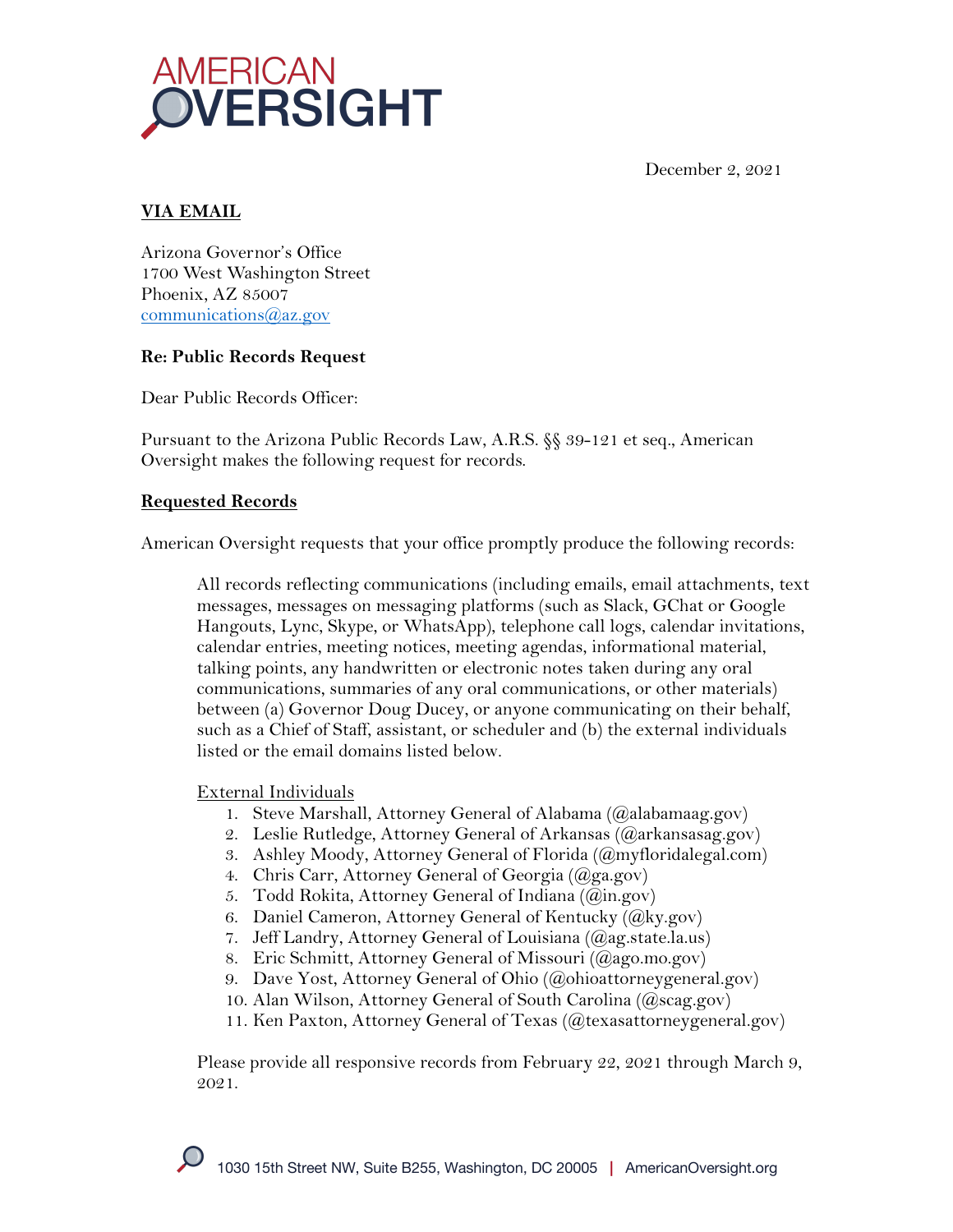# AMERICAN OVERSIGHT

December 2, 2021

**VIA EMAIL**

Arizona Governor's Office
1700 West Washington Street
Phoenix, AZ 85007
communications@az.gov

**Re: Public Records Request**

Dear Public Records Officer:

Pursuant to the Arizona Public Records Law, A.R.S. §§ 39-121 et seq., American Oversight makes the following request for records.

**Requested Records**

American Oversight requests that your office promptly produce the following records:

> All records reflecting communications (including emails, email attachments, text messages, messages on messaging platforms (such as Slack, GChat or Google Hangouts, Lync, Skype, or WhatsApp), telephone call logs, calendar invitations, calendar entries, meeting notices, meeting agendas, informational material, talking points, any handwritten or electronic notes taken during any oral communications, summaries of any oral communications, or other materials) between (a) Governor Doug Ducey, or anyone communicating on their behalf, such as a Chief of Staff, assistant, or scheduler and (b) the external individuals listed or the email domains listed below.
>
> External Individuals
>
> 1. Steve Marshall, Attorney General of Alabama (@alabamaag.gov)
> 2. Leslie Rutledge, Attorney General of Arkansas (@arkansasag.gov)
> 3. Ashley Moody, Attorney General of Florida (@myfloridalegal.com)
> 4. Chris Carr, Attorney General of Georgia (@ga.gov)
> 5. Todd Rokita, Attorney General of Indiana (@in.gov)
> 6. Daniel Cameron, Attorney General of Kentucky (@ky.gov)
> 7. Jeff Landry, Attorney General of Louisiana (@ag.state.la.us)
> 8. Eric Schmitt, Attorney General of Missouri (@ago.mo.gov)
> 9. Dave Yost, Attorney General of Ohio (@ohioattorneygeneral.gov)
> 10. Alan Wilson, Attorney General of South Carolina (@scag.gov)
> 11. Ken Paxton, Attorney General of Texas (@texasattorneygeneral.gov)
>
> Please provide all responsive records from February 22, 2021 through March 9, 2021.

1030 15th Street NW, Suite B255, Washington, DC 20005 | AmericanOversight.org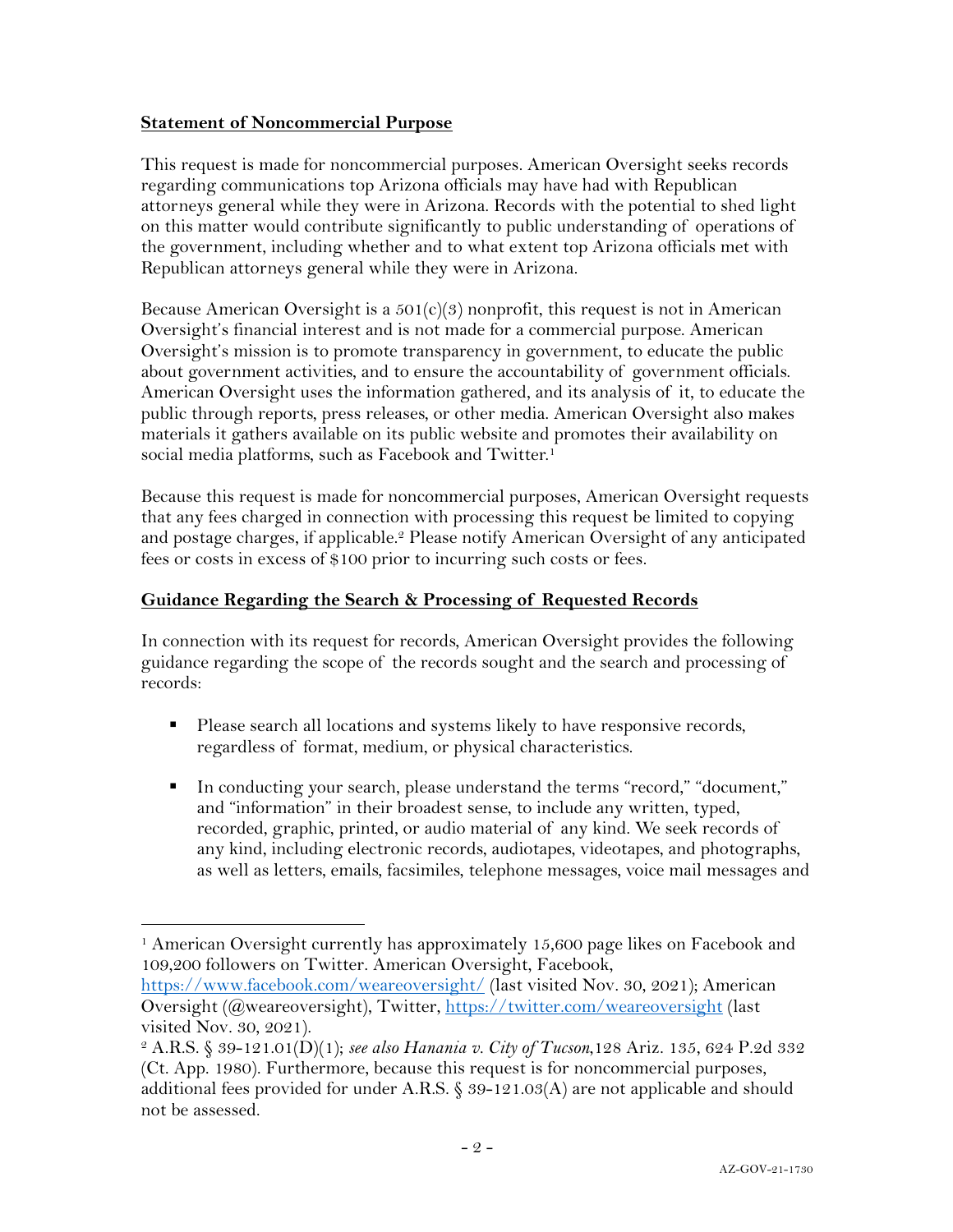## **Statement of Noncommercial Purpose**

This request is made for noncommercial purposes. American Oversight seeks records regarding communications top Arizona officials may have had with Republican attorneys general while they were in Arizona. Records with the potential to shed light on this matter would contribute significantly to public understanding of operations of the government, including whether and to what extent top Arizona officials met with Republican attorneys general while they were in Arizona.

Because American Oversight is a 501(c)(3) nonprofit, this request is not in American Oversight's financial interest and is not made for a commercial purpose. American Oversight's mission is to promote transparency in government, to educate the public about government activities, and to ensure the accountability of government officials. American Oversight uses the information gathered, and its analysis of it, to educate the public through reports, press releases, or other media. American Oversight also makes materials it gathers available on its public website and promotes their availability on social media platforms, such as Facebook and Twitter.[1]

Because this request is made for noncommercial purposes, American Oversight requests that any fees charged in connection with processing this request be limited to copying and postage charges, if applicable.[2] Please notify American Oversight of any anticipated fees or costs in excess of $100 prior to incurring such costs or fees.

## **Guidance Regarding the Search & Processing of Requested Records**

In connection with its request for records, American Oversight provides the following guidance regarding the scope of the records sought and the search and processing of records:

- Please search all locations and systems likely to have responsive records, regardless of format, medium, or physical characteristics.
- In conducting your search, please understand the terms "record," "document," and "information" in their broadest sense, to include any written, typed, recorded, graphic, printed, or audio material of any kind. We seek records of any kind, including electronic records, audiotapes, videotapes, and photographs, as well as letters, emails, facsimiles, telephone messages, voice mail messages and

---

[1] American Oversight currently has approximately 15,600 page likes on Facebook and 109,200 followers on Twitter. American Oversight, Facebook, https://www.facebook.com/weareoversight/ (last visited Nov. 30, 2021); American Oversight (@weareoversight), Twitter, https://twitter.com/weareoversight (last visited Nov. 30, 2021).

[2] A.R.S. § 39-121.01(D)(1); *see also Hanania v. City of Tucson,*128 Ariz. 135, 624 P.2d 332 (Ct. App. 1980). Furthermore, because this request is for noncommercial purposes, additional fees provided for under A.R.S. § 39-121.03(A) are not applicable and should not be assessed.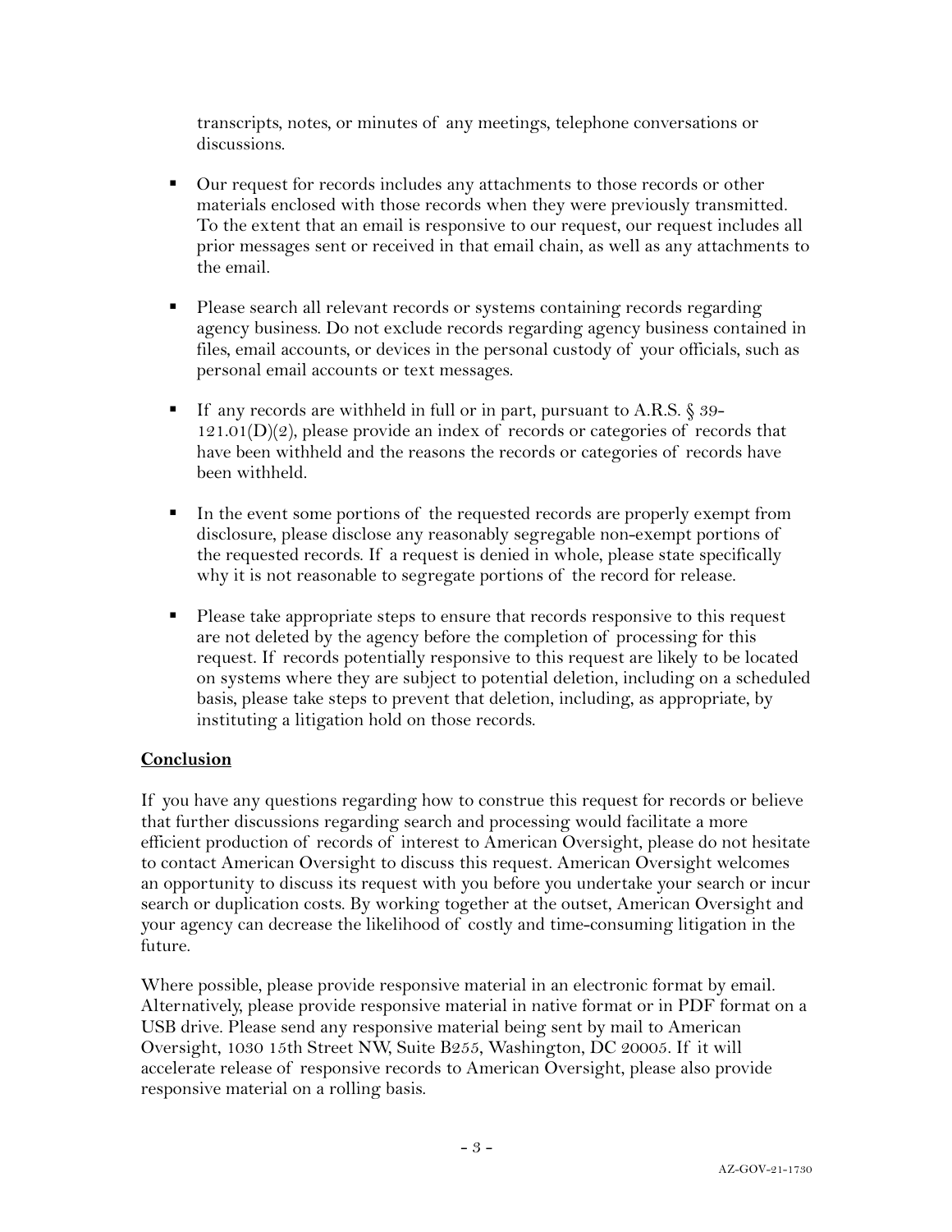transcripts, notes, or minutes of any meetings, telephone conversations or discussions.

- Our request for records includes any attachments to those records or other materials enclosed with those records when they were previously transmitted. To the extent that an email is responsive to our request, our request includes all prior messages sent or received in that email chain, as well as any attachments to the email.

- Please search all relevant records or systems containing records regarding agency business. Do not exclude records regarding agency business contained in files, email accounts, or devices in the personal custody of your officials, such as personal email accounts or text messages.

- If any records are withheld in full or in part, pursuant to A.R.S. § 39-121.01(D)(2), please provide an index of records or categories of records that have been withheld and the reasons the records or categories of records have been withheld.

- In the event some portions of the requested records are properly exempt from disclosure, please disclose any reasonably segregable non-exempt portions of the requested records. If a request is denied in whole, please state specifically why it is not reasonable to segregate portions of the record for release.

- Please take appropriate steps to ensure that records responsive to this request are not deleted by the agency before the completion of processing for this request. If records potentially responsive to this request are likely to be located on systems where they are subject to potential deletion, including on a scheduled basis, please take steps to prevent that deletion, including, as appropriate, by instituting a litigation hold on those records.

**Conclusion**

If you have any questions regarding how to construe this request for records or believe that further discussions regarding search and processing would facilitate a more efficient production of records of interest to American Oversight, please do not hesitate to contact American Oversight to discuss this request. American Oversight welcomes an opportunity to discuss its request with you before you undertake your search or incur search or duplication costs. By working together at the outset, American Oversight and your agency can decrease the likelihood of costly and time-consuming litigation in the future.

Where possible, please provide responsive material in an electronic format by email. Alternatively, please provide responsive material in native format or in PDF format on a USB drive. Please send any responsive material being sent by mail to American Oversight, 1030 15th Street NW, Suite B255, Washington, DC 20005. If it will accelerate release of responsive records to American Oversight, please also provide responsive material on a rolling basis.

AZ-GOV-21-1730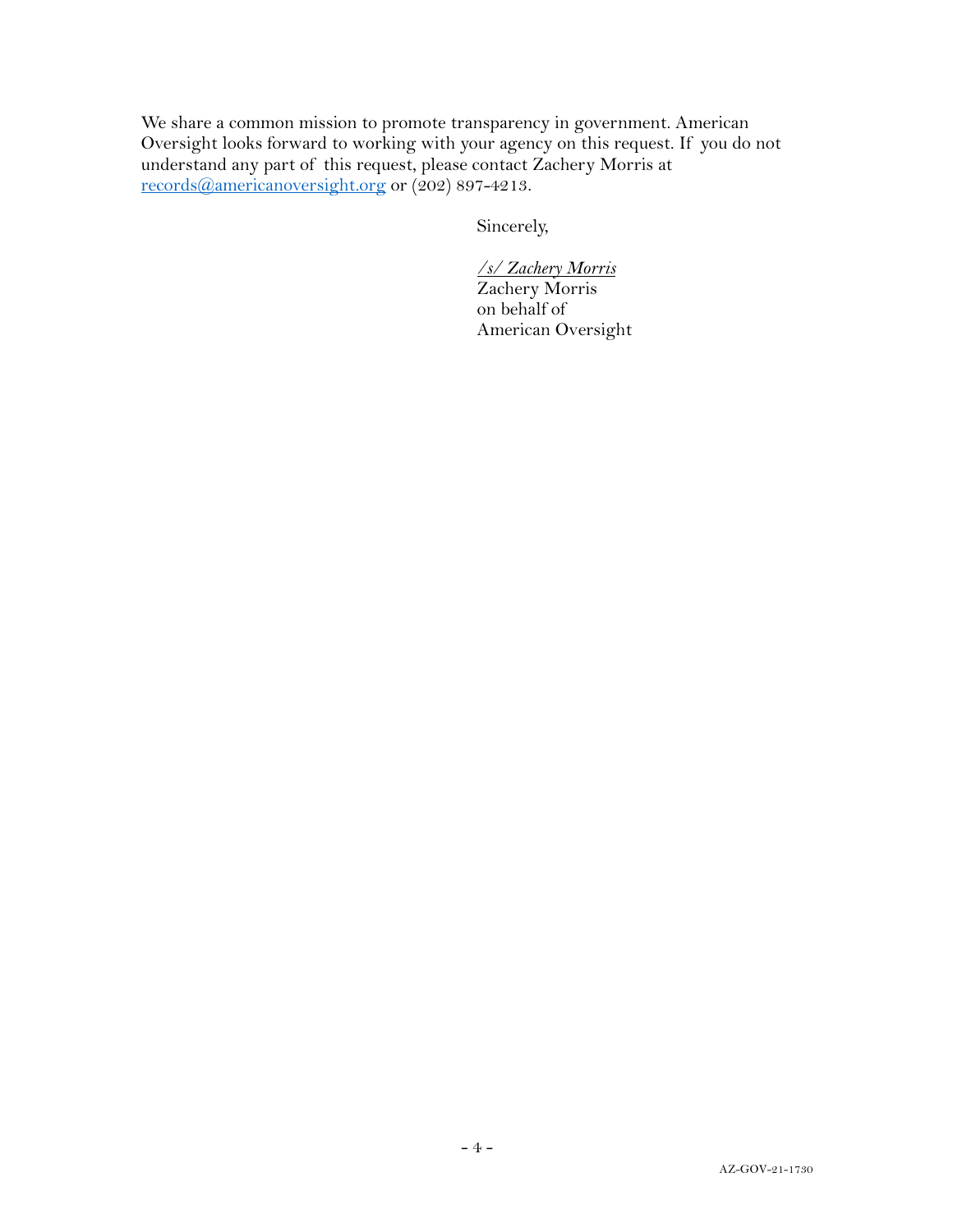We share a common mission to promote transparency in government. American Oversight looks forward to working with your agency on this request. If you do not understand any part of this request, please contact Zachery Morris at records@americanoversight.org or (202) 897-4213.

Sincerely,

*/s/ Zachery Morris*
Zachery Morris
on behalf of
American Oversight

AZ-GOV-21-1730